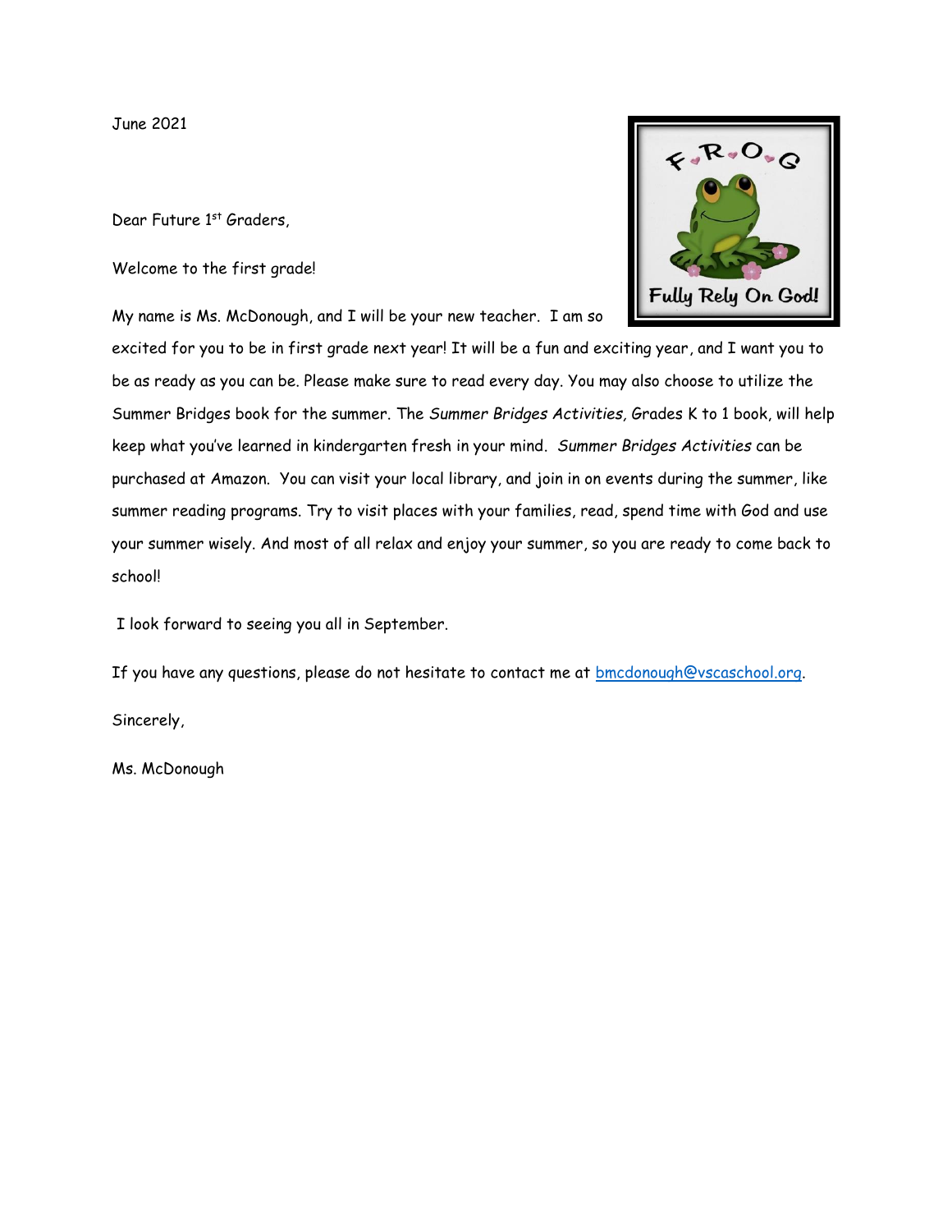June 2021

Dear Future 1st Graders,

Welcome to the first grade!

My name is Ms. McDonough, and I will be your new teacher. I am so excited for you to be in first grade next year! It will be a fun and exciting year, and I want you to be as ready as you can be. Please make sure to read every day. You may also choose to utilize the Summer Bridges book for the summer. The *Summer Bridges Activities,* Grades K to 1 book, will help keep what you've learned in kindergarten fresh in your mind. *Summer Bridges Activities* can be purchased at Amazon. You can visit your local library, and join in on events during the summer, like summer reading programs. Try to visit places with your families, read, spend time with God and use your summer wisely. And most of all relax and enjoy your summer, so you are ready to come back to school!

I look forward to seeing you all in September.

If you have any questions, please do not hesitate to contact me at bmcdonough@vscaschool.org.

Sincerely,

Ms. McDonough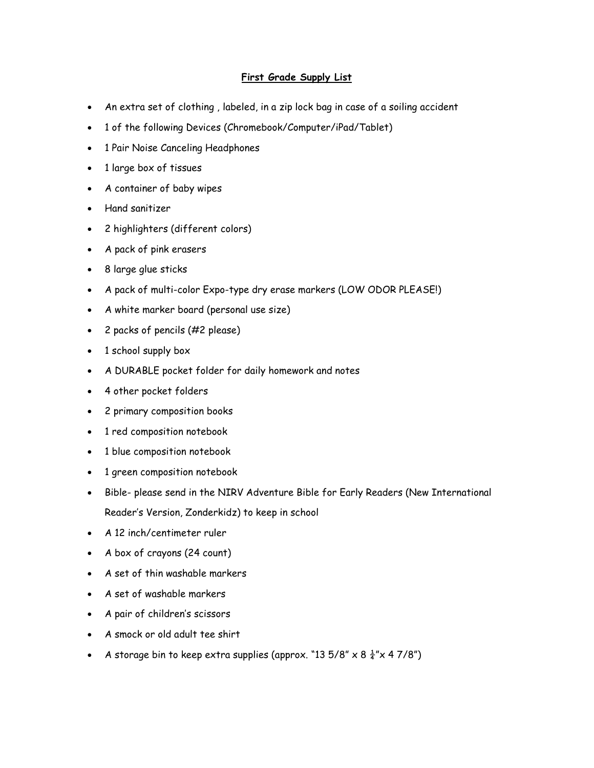## First Grade Supply List

- An extra set of clothing , labeled, in a zip lock bag in case of a soiling accident
- 1 of the following Devices (Chromebook/Computer/iPad/Tablet)
- 1 Pair Noise Canceling Headphones
- 1 large box of tissues
- A container of baby wipes
- Hand sanitizer
- 2 highlighters (different colors)
- A pack of pink erasers
- 8 large glue sticks
- A pack of multi-color Expo-type dry erase markers (LOW ODOR PLEASE!)
- A white marker board (personal use size)
- 2 packs of pencils (#2 please)
- 1 school supply box
- A DURABLE pocket folder for daily homework and notes
- 4 other pocket folders
- 2 primary composition books
- 1 red composition notebook
- 1 blue composition notebook
- 1 green composition notebook
- Bible- please send in the NIRV Adventure Bible for Early Readers (New International Reader's Version, Zonderkidz) to keep in school
- A 12 inch/centimeter ruler
- A box of crayons (24 count)
- A set of thin washable markers
- A set of washable markers
- A pair of children's scissors
- A smock or old adult tee shirt
- A storage bin to keep extra supplies (approx. "13 5/8" x 8 ¼"x 4 7/8")